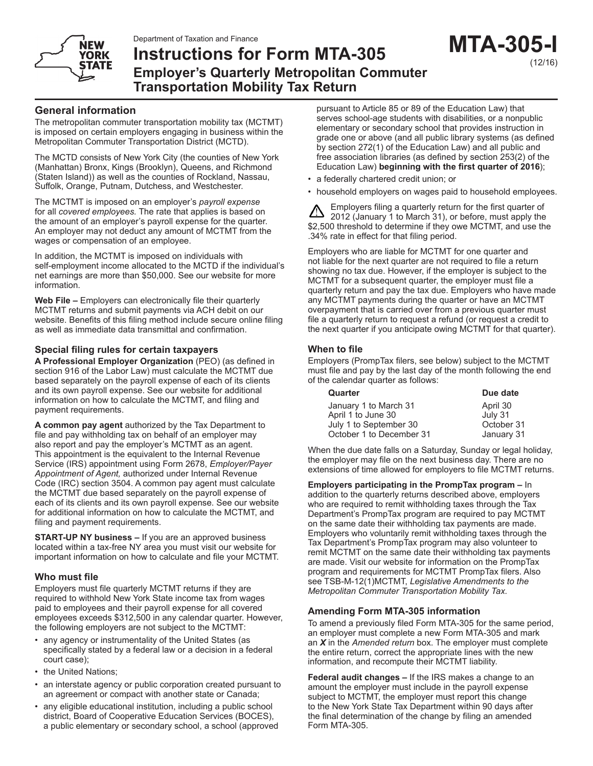Department of Taxation and Finance

# Instructions for Form MTA-305

## Employer's Quarterly Metropolitan Commuter Transportation Mobility Tax Return

**MTA-305-I**
(12/16)

## General information

The metropolitan commuter transportation mobility tax (MCTMT) is imposed on certain employers engaging in business within the Metropolitan Commuter Transportation District (MCTD).

The MCTD consists of New York City (the counties of New York (Manhattan) Bronx, Kings (Brooklyn), Queens, and Richmond (Staten Island)) as well as the counties of Rockland, Nassau, Suffolk, Orange, Putnam, Dutchess, and Westchester.

The MCTMT is imposed on an employer's *payroll expense* for all *covered employees.* The rate that applies is based on the amount of an employer's payroll expense for the quarter. An employer may not deduct any amount of MCTMT from the wages or compensation of an employee.

In addition, the MCTMT is imposed on individuals with self-employment income allocated to the MCTD if the individual's net earnings are more than $50,000. See our website for more information.

**Web File –** Employers can electronically file their quarterly MCTMT returns and submit payments via ACH debit on our website. Benefits of this filing method include secure online filing as well as immediate data transmittal and confirmation.

### Special filing rules for certain taxpayers

**A Professional Employer Organization** (PEO) (as defined in section 916 of the Labor Law) must calculate the MCTMT due based separately on the payroll expense of each of its clients and its own payroll expense. See our website for additional information on how to calculate the MCTMT, and filing and payment requirements.

**A common pay agent** authorized by the Tax Department to file and pay withholding tax on behalf of an employer may also report and pay the employer's MCTMT as an agent. This appointment is the equivalent to the Internal Revenue Service (IRS) appointment using Form 2678, *Employer/Payer Appointment of Agent,* authorized under Internal Revenue Code (IRC) section 3504. A common pay agent must calculate the MCTMT due based separately on the payroll expense of each of its clients and its own payroll expense. See our website for additional information on how to calculate the MCTMT, and filing and payment requirements.

**START-UP NY business –** If you are an approved business located within a tax-free NY area you must visit our website for important information on how to calculate and file your MCTMT.

### Who must file

Employers must file quarterly MCTMT returns if they are required to withhold New York State income tax from wages paid to employees and their payroll expense for all covered employees exceeds $312,500 in any calendar quarter. However, the following employers are not subject to the MCTMT:

- any agency or instrumentality of the United States (as specifically stated by a federal law or a decision in a federal court case);
- the United Nations;
- an interstate agency or public corporation created pursuant to an agreement or compact with another state or Canada;
- any eligible educational institution, including a public school district, Board of Cooperative Education Services (BOCES), a public elementary or secondary school, a school (approved pursuant to Article 85 or 89 of the Education Law) that serves school-age students with disabilities, or a nonpublic elementary or secondary school that provides instruction in grade one or above (and all public library systems (as defined by section 272(1) of the Education Law) and all public and free association libraries (as defined by section 253(2) of the Education Law) **beginning with the first quarter of 2016**);
- a federally chartered credit union; or
- household employers on wages paid to household employees.

⚠ Employers filing a quarterly return for the first quarter of 2012 (January 1 to March 31), or before, must apply the $2,500 threshold to determine if they owe MCTMT, and use the .34% rate in effect for that filing period.

Employers who are liable for MCTMT for one quarter and not liable for the next quarter are not required to file a return showing no tax due. However, if the employer is subject to the MCTMT for a subsequent quarter, the employer must file a quarterly return and pay the tax due. Employers who have made any MCTMT payments during the quarter or have an MCTMT overpayment that is carried over from a previous quarter must file a quarterly return to request a refund (or request a credit to the next quarter if you anticipate owing MCTMT for that quarter).

### When to file

Employers (PrompTax filers, see below) subject to the MCTMT must file and pay by the last day of the month following the end of the calendar quarter as follows:

| Quarter | Due date |
|---|---|
| January 1 to March 31 | April 30 |
| April 1 to June 30 | July 31 |
| July 1 to September 30 | October 31 |
| October 1 to December 31 | January 31 |

When the due date falls on a Saturday, Sunday or legal holiday, the employer may file on the next business day. There are no extensions of time allowed for employers to file MCTMT returns.

**Employers participating in the PrompTax program –** In addition to the quarterly returns described above, employers who are required to remit withholding taxes through the Tax Department's PrompTax program are required to pay MCTMT on the same date their withholding tax payments are made. Employers who voluntarily remit withholding taxes through the Tax Department's PrompTax program may also volunteer to remit MCTMT on the same date their withholding tax payments are made. Visit our website for information on the PrompTax program and requirements for MCTMT PrompTax filers. Also see TSB-M-12(1)MCTMT, *Legislative Amendments to the Metropolitan Commuter Transportation Mobility Tax.*

### Amending Form MTA-305 information

To amend a previously filed Form MTA-305 for the same period, an employer must complete a new Form MTA-305 and mark an ***X*** in the *Amended return* box. The employer must complete the entire return, correct the appropriate lines with the new information, and recompute their MCTMT liability.

**Federal audit changes –** If the IRS makes a change to an amount the employer must include in the payroll expense subject to MCTMT, the employer must report this change to the New York State Tax Department within 90 days after the final determination of the change by filing an amended Form MTA-305.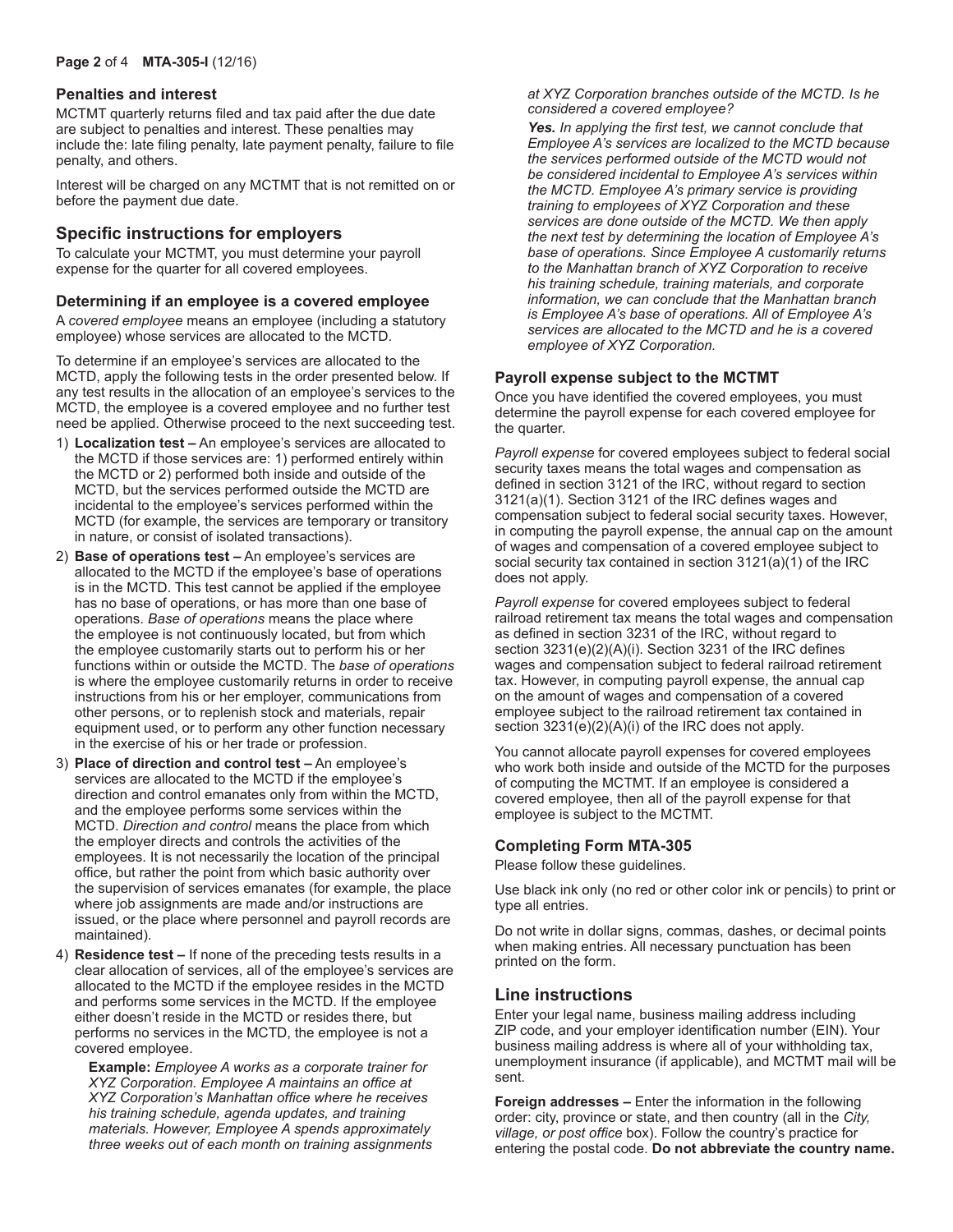### Penalties and interest

MCTMT quarterly returns filed and tax paid after the due date are subject to penalties and interest. These penalties may include the: late filing penalty, late payment penalty, failure to file penalty, and others.

Interest will be charged on any MCTMT that is not remitted on or before the payment due date.

## Specific instructions for employers

To calculate your MCTMT, you must determine your payroll expense for the quarter for all covered employees.

### Determining if an employee is a covered employee

A *covered employee* means an employee (including a statutory employee) whose services are allocated to the MCTD.

To determine if an employee's services are allocated to the MCTD, apply the following tests in the order presented below. If any test results in the allocation of an employee's services to the MCTD, the employee is a covered employee and no further test need be applied. Otherwise proceed to the next succeeding test.

1) **Localization test –** An employee's services are allocated to the MCTD if those services are: 1) performed entirely within the MCTD or 2) performed both inside and outside of the MCTD, but the services performed outside the MCTD are incidental to the employee's services performed within the MCTD (for example, the services are temporary or transitory in nature, or consist of isolated transactions).
2) **Base of operations test –** An employee's services are allocated to the MCTD if the employee's base of operations is in the MCTD. This test cannot be applied if the employee has no base of operations, or has more than one base of operations. *Base of operations* means the place where the employee is not continuously located, but from which the employee customarily starts out to perform his or her functions within or outside the MCTD. The *base of operations* is where the employee customarily returns in order to receive instructions from his or her employer, communications from other persons, or to replenish stock and materials, repair equipment used, or to perform any other function necessary in the exercise of his or her trade or profession.
3) **Place of direction and control test –** An employee's services are allocated to the MCTD if the employee's direction and control emanates only from within the MCTD, and the employee performs some services within the MCTD. *Direction and control* means the place from which the employer directs and controls the activities of the employees. It is not necessarily the location of the principal office, but rather the point from which basic authority over the supervision of services emanates (for example, the place where job assignments are made and/or instructions are issued, or the place where personnel and payroll records are maintained).
4) **Residence test –** If none of the preceding tests results in a clear allocation of services, all of the employee's services are allocated to the MCTD if the employee resides in the MCTD and performs some services in the MCTD. If the employee either doesn't reside in the MCTD or resides there, but performs no services in the MCTD, the employee is not a covered employee.

   **Example:** *Employee A works as a corporate trainer for XYZ Corporation. Employee A maintains an office at XYZ Corporation's Manhattan office where he receives his training schedule, agenda updates, and training materials. However, Employee A spends approximately three weeks out of each month on training assignments at XYZ Corporation branches outside of the MCTD. Is he considered a covered employee?*

   ***Yes.*** *In applying the first test, we cannot conclude that Employee A's services are localized to the MCTD because the services performed outside of the MCTD would not be considered incidental to Employee A's services within the MCTD. Employee A's primary service is providing training to employees of XYZ Corporation and these services are done outside of the MCTD. We then apply the next test by determining the location of Employee A's base of operations. Since Employee A customarily returns to the Manhattan branch of XYZ Corporation to receive his training schedule, training materials, and corporate information, we can conclude that the Manhattan branch is Employee A's base of operations. All of Employee A's services are allocated to the MCTD and he is a covered employee of XYZ Corporation.*

### Payroll expense subject to the MCTMT

Once you have identified the covered employees, you must determine the payroll expense for each covered employee for the quarter.

*Payroll expense* for covered employees subject to federal social security taxes means the total wages and compensation as defined in section 3121 of the IRC, without regard to section 3121(a)(1). Section 3121 of the IRC defines wages and compensation subject to federal social security taxes. However, in computing the payroll expense, the annual cap on the amount of wages and compensation of a covered employee subject to social security tax contained in section 3121(a)(1) of the IRC does not apply.

*Payroll expense* for covered employees subject to federal railroad retirement tax means the total wages and compensation as defined in section 3231 of the IRC, without regard to section 3231(e)(2)(A)(i). Section 3231 of the IRC defines wages and compensation subject to federal railroad retirement tax. However, in computing payroll expense, the annual cap on the amount of wages and compensation of a covered employee subject to the railroad retirement tax contained in section 3231(e)(2)(A)(i) of the IRC does not apply.

You cannot allocate payroll expenses for covered employees who work both inside and outside of the MCTD for the purposes of computing the MCTMT. If an employee is considered a covered employee, then all of the payroll expense for that employee is subject to the MCTMT.

### Completing Form MTA-305

Please follow these guidelines.

Use black ink only (no red or other color ink or pencils) to print or type all entries.

Do not write in dollar signs, commas, dashes, or decimal points when making entries. All necessary punctuation has been printed on the form.

## Line instructions

Enter your legal name, business mailing address including ZIP code, and your employer identification number (EIN). Your business mailing address is where all of your withholding tax, unemployment insurance (if applicable), and MCTMT mail will be sent.

**Foreign addresses –** Enter the information in the following order: city, province or state, and then country (all in the *City, village, or post office* box). Follow the country's practice for entering the postal code. **Do not abbreviate the country name.**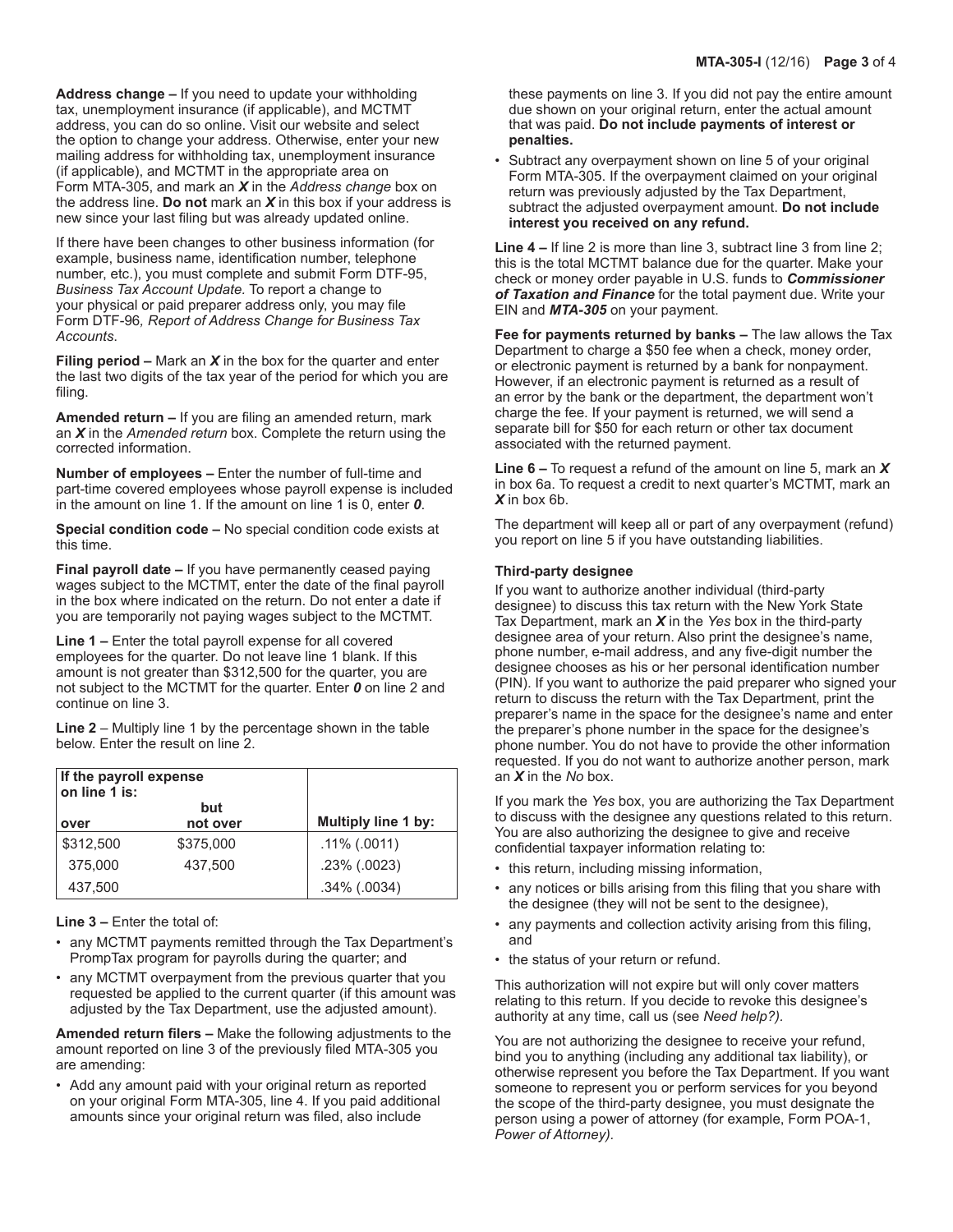**Address change –** If you need to update your withholding tax, unemployment insurance (if applicable), and MCTMT address, you can do so online. Visit our website and select the option to change your address. Otherwise, enter your new mailing address for withholding tax, unemployment insurance (if applicable), and MCTMT in the appropriate area on Form MTA-305, and mark an ***X*** in the *Address change* box on the address line. **Do not** mark an ***X*** in this box if your address is new since your last filing but was already updated online.

If there have been changes to other business information (for example, business name, identification number, telephone number, etc.), you must complete and submit Form DTF-95, *Business Tax Account Update.* To report a change to your physical or paid preparer address only, you may file Form DTF-96*, Report of Address Change for Business Tax Accounts*.

**Filing period –** Mark an ***X*** in the box for the quarter and enter the last two digits of the tax year of the period for which you are filing.

**Amended return –** If you are filing an amended return, mark an ***X*** in the *Amended return* box. Complete the return using the corrected information.

**Number of employees –** Enter the number of full-time and part-time covered employees whose payroll expense is included in the amount on line 1. If the amount on line 1 is 0, enter ***0***.

**Special condition code –** No special condition code exists at this time.

**Final payroll date –** If you have permanently ceased paying wages subject to the MCTMT, enter the date of the final payroll in the box where indicated on the return. Do not enter a date if you are temporarily not paying wages subject to the MCTMT.

**Line 1 –** Enter the total payroll expense for all covered employees for the quarter. Do not leave line 1 blank. If this amount is not greater than $312,500 for the quarter, you are not subject to the MCTMT for the quarter. Enter ***0*** on line 2 and continue on line 3.

**Line 2** – Multiply line 1 by the percentage shown in the table below. Enter the result on line 2.

| If the payroll expense on line 1 is: | | |
|---|---|---|
| **over** | **but not over** | **Multiply line 1 by:** |
| $312,500 | $375,000 | .11% (.0011) |
| 375,000 | 437,500 | .23% (.0023) |
| 437,500 | | .34% (.0034) |

**Line 3 –** Enter the total of:

- any MCTMT payments remitted through the Tax Department's PrompTax program for payrolls during the quarter; and
- any MCTMT overpayment from the previous quarter that you requested be applied to the current quarter (if this amount was adjusted by the Tax Department, use the adjusted amount).

**Amended return filers –** Make the following adjustments to the amount reported on line 3 of the previously filed MTA-305 you are amending:

- Add any amount paid with your original return as reported on your original Form MTA-305, line 4. If you paid additional amounts since your original return was filed, also include these payments on line 3. If you did not pay the entire amount due shown on your original return, enter the actual amount that was paid. **Do not include payments of interest or penalties.**
- Subtract any overpayment shown on line 5 of your original Form MTA-305. If the overpayment claimed on your original return was previously adjusted by the Tax Department, subtract the adjusted overpayment amount. **Do not include interest you received on any refund.**

**Line 4 –** If line 2 is more than line 3, subtract line 3 from line 2; this is the total MCTMT balance due for the quarter. Make your check or money order payable in U.S. funds to ***Commissioner of Taxation and Finance*** for the total payment due. Write your EIN and ***MTA-305*** on your payment.

**Fee for payments returned by banks –** The law allows the Tax Department to charge a $50 fee when a check, money order, or electronic payment is returned by a bank for nonpayment. However, if an electronic payment is returned as a result of an error by the bank or the department, the department won't charge the fee. If your payment is returned, we will send a separate bill for $50 for each return or other tax document associated with the returned payment.

**Line 6 –** To request a refund of the amount on line 5, mark an ***X*** in box 6a. To request a credit to next quarter's MCTMT, mark an ***X*** in box 6b.

The department will keep all or part of any overpayment (refund) you report on line 5 if you have outstanding liabilities.

**Third-party designee**

If you want to authorize another individual (third-party designee) to discuss this tax return with the New York State Tax Department, mark an ***X*** in the *Yes* box in the third-party designee area of your return. Also print the designee's name, phone number, e-mail address, and any five-digit number the designee chooses as his or her personal identification number (PIN). If you want to authorize the paid preparer who signed your return to discuss the return with the Tax Department, print the preparer's name in the space for the designee's name and enter the preparer's phone number in the space for the designee's phone number. You do not have to provide the other information requested. If you do not want to authorize another person, mark an ***X*** in the *No* box.

If you mark the *Yes* box, you are authorizing the Tax Department to discuss with the designee any questions related to this return. You are also authorizing the designee to give and receive confidential taxpayer information relating to:

- this return, including missing information,
- any notices or bills arising from this filing that you share with the designee (they will not be sent to the designee),
- any payments and collection activity arising from this filing, and
- the status of your return or refund.

This authorization will not expire but will only cover matters relating to this return. If you decide to revoke this designee's authority at any time, call us (see *Need help?).*

You are not authorizing the designee to receive your refund, bind you to anything (including any additional tax liability), or otherwise represent you before the Tax Department. If you want someone to represent you or perform services for you beyond the scope of the third-party designee, you must designate the person using a power of attorney (for example, Form POA-1, *Power of Attorney)*.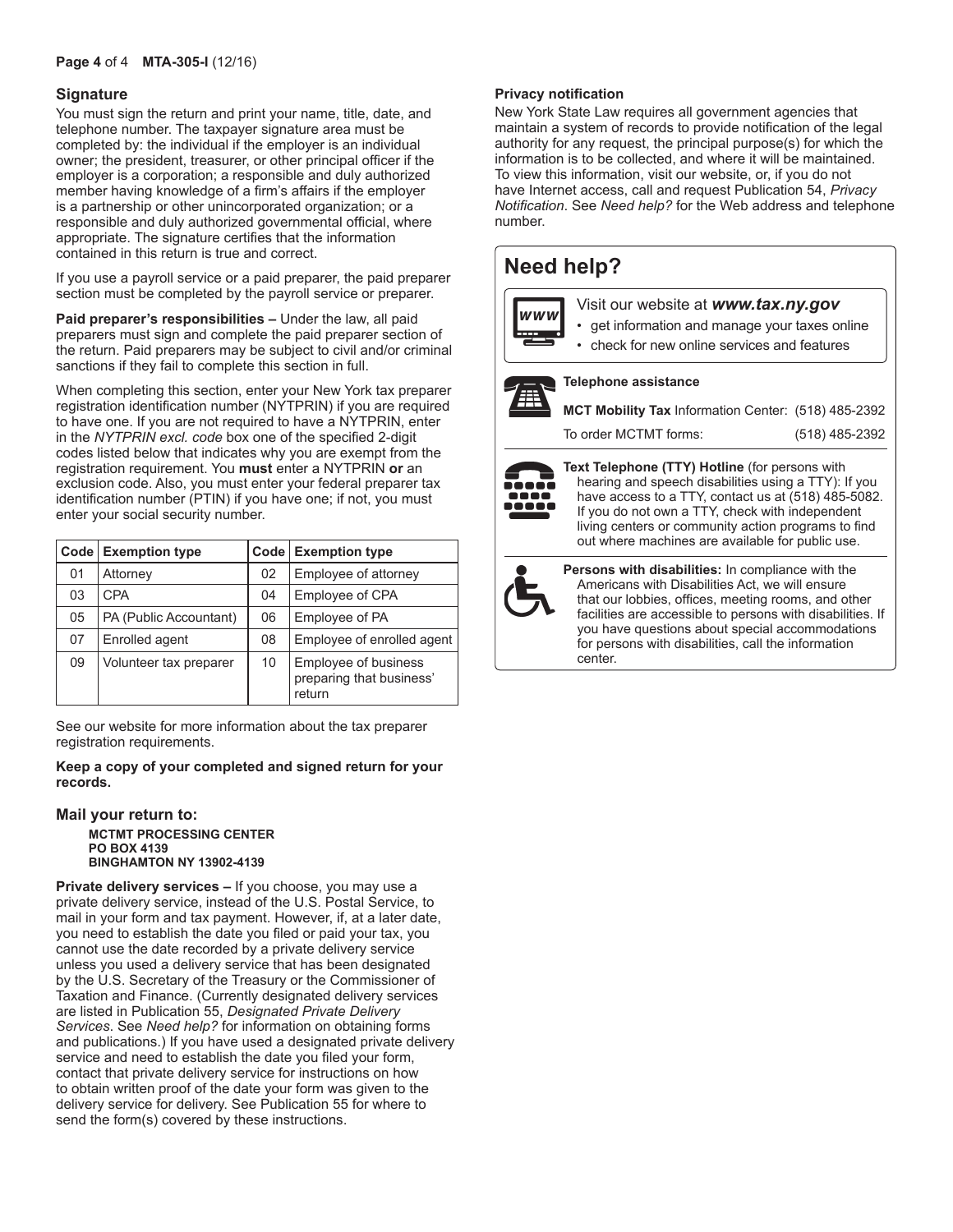## Signature

You must sign the return and print your name, title, date, and telephone number. The taxpayer signature area must be completed by: the individual if the employer is an individual owner; the president, treasurer, or other principal officer if the employer is a corporation; a responsible and duly authorized member having knowledge of a firm's affairs if the employer is a partnership or other unincorporated organization; or a responsible and duly authorized governmental official, where appropriate. The signature certifies that the information contained in this return is true and correct.

If you use a payroll service or a paid preparer, the paid preparer section must be completed by the payroll service or preparer.

**Paid preparer's responsibilities –** Under the law, all paid preparers must sign and complete the paid preparer section of the return. Paid preparers may be subject to civil and/or criminal sanctions if they fail to complete this section in full.

When completing this section, enter your New York tax preparer registration identification number (NYTPRIN) if you are required to have one. If you are not required to have a NYTPRIN, enter in the *NYTPRIN excl. code* box one of the specified 2-digit codes listed below that indicates why you are exempt from the registration requirement. You **must** enter a NYTPRIN **or** an exclusion code. Also, you must enter your federal preparer tax identification number (PTIN) if you have one; if not, you must enter your social security number.

| Code | Exemption type | Code | Exemption type |
|---|---|---|---|
| 01 | Attorney | 02 | Employee of attorney |
| 03 | CPA | 04 | Employee of CPA |
| 05 | PA (Public Accountant) | 06 | Employee of PA |
| 07 | Enrolled agent | 08 | Employee of enrolled agent |
| 09 | Volunteer tax preparer | 10 | Employee of business preparing that business' return |

See our website for more information about the tax preparer registration requirements.

**Keep a copy of your completed and signed return for your records.**

### Mail your return to:

**MCTMT PROCESSING CENTER**
**PO BOX 4139**
**BINGHAMTON NY 13902-4139**

**Private delivery services –** If you choose, you may use a private delivery service, instead of the U.S. Postal Service, to mail in your form and tax payment. However, if, at a later date, you need to establish the date you filed or paid your tax, you cannot use the date recorded by a private delivery service unless you used a delivery service that has been designated by the U.S. Secretary of the Treasury or the Commissioner of Taxation and Finance. (Currently designated delivery services are listed in Publication 55, *Designated Private Delivery Services*. See *Need help?* for information on obtaining forms and publications.) If you have used a designated private delivery service and need to establish the date you filed your form, contact that private delivery service for instructions on how to obtain written proof of the date your form was given to the delivery service for delivery. See Publication 55 for where to send the form(s) covered by these instructions.

**Privacy notification**

New York State Law requires all government agencies that maintain a system of records to provide notification of the legal authority for any request, the principal purpose(s) for which the information is to be collected, and where it will be maintained. To view this information, visit our website, or, if you do not have Internet access, call and request Publication 54, *Privacy Notification*. See *Need help?* for the Web address and telephone number.

## Need help?

Visit our website at ***www.tax.ny.gov***

- get information and manage your taxes online
- check for new online services and features

**Telephone assistance**

| | |
|---|---|
| **MCT Mobility Tax** Information Center: | (518) 485-2392 |
| To order MCTMT forms: | (518) 485-2392 |

**Text Telephone (TTY) Hotline** (for persons with hearing and speech disabilities using a TTY): If you have access to a TTY, contact us at (518) 485-5082. If you do not own a TTY, check with independent living centers or community action programs to find out where machines are available for public use.

**Persons with disabilities:** In compliance with the Americans with Disabilities Act, we will ensure that our lobbies, offices, meeting rooms, and other facilities are accessible to persons with disabilities. If you have questions about special accommodations for persons with disabilities, call the information center.